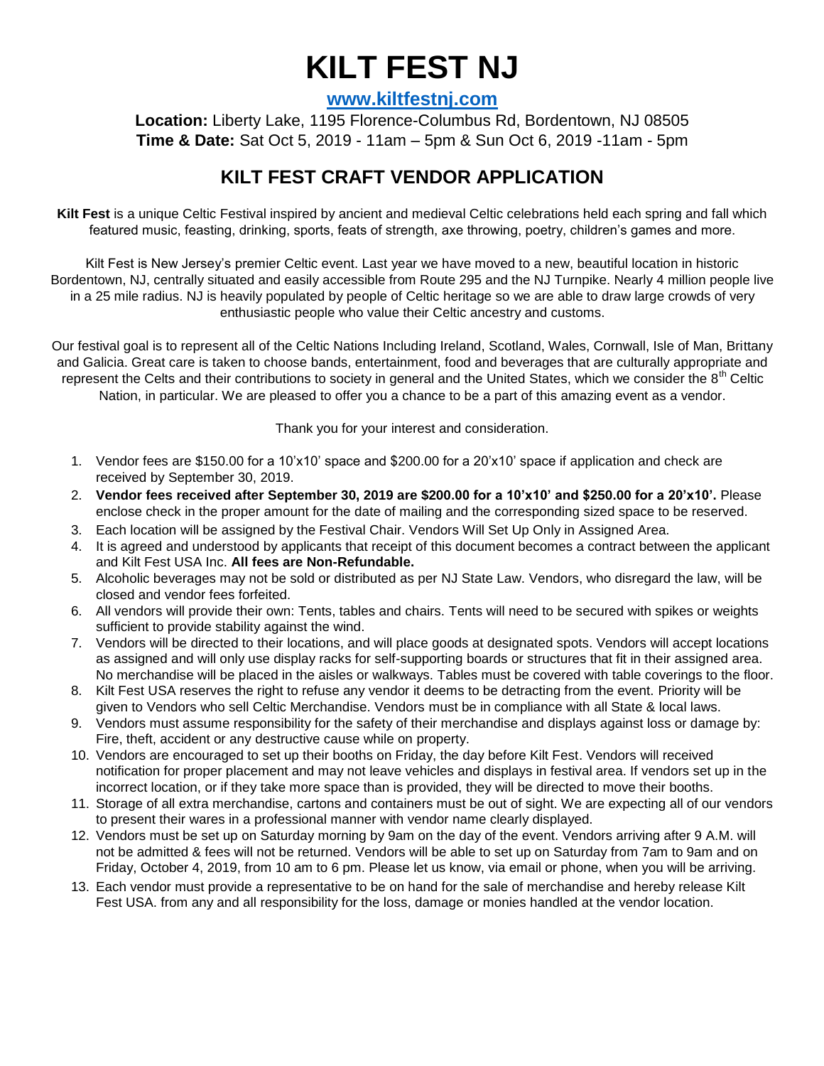# KILT FEST NJ

**[www.kiltfestnj.com](http://www.kiltfestnj.com)**

**Location:** Liberty Lake, 1195 Florence-Columbus Rd, Bordentown, NJ 08505
**Time & Date:** Sat Oct 5, 2019 - 11am – 5pm & Sun Oct 6, 2019 -11am - 5pm

## KILT FEST CRAFT VENDOR APPLICATION

**Kilt Fest** is a unique Celtic Festival inspired by ancient and medieval Celtic celebrations held each spring and fall which featured music, feasting, drinking, sports, feats of strength, axe throwing, poetry, children's games and more.

Kilt Fest is New Jersey's premier Celtic event. Last year we have moved to a new, beautiful location in historic Bordentown, NJ, centrally situated and easily accessible from Route 295 and the NJ Turnpike. Nearly 4 million people live in a 25 mile radius. NJ is heavily populated by people of Celtic heritage so we are able to draw large crowds of very enthusiastic people who value their Celtic ancestry and customs.

Our festival goal is to represent all of the Celtic Nations Including Ireland, Scotland, Wales, Cornwall, Isle of Man, Brittany and Galicia. Great care is taken to choose bands, entertainment, food and beverages that are culturally appropriate and represent the Celts and their contributions to society in general and the United States, which we consider the 8th Celtic Nation, in particular. We are pleased to offer you a chance to be a part of this amazing event as a vendor.

Thank you for your interest and consideration.

1. Vendor fees are $150.00 for a 10'x10' space and $200.00 for a 20'x10' space if application and check are received by September 30, 2019.
2. **Vendor fees received after September 30, 2019 are $200.00 for a 10'x10' and $250.00 for a 20'x10'.** Please enclose check in the proper amount for the date of mailing and the corresponding sized space to be reserved.
3. Each location will be assigned by the Festival Chair. Vendors Will Set Up Only in Assigned Area.
4. It is agreed and understood by applicants that receipt of this document becomes a contract between the applicant and Kilt Fest USA Inc. **All fees are Non-Refundable.**
5. Alcoholic beverages may not be sold or distributed as per NJ State Law. Vendors, who disregard the law, will be closed and vendor fees forfeited.
6. All vendors will provide their own: Tents, tables and chairs. Tents will need to be secured with spikes or weights sufficient to provide stability against the wind.
7. Vendors will be directed to their locations, and will place goods at designated spots. Vendors will accept locations as assigned and will only use display racks for self-supporting boards or structures that fit in their assigned area. No merchandise will be placed in the aisles or walkways. Tables must be covered with table coverings to the floor.
8. Kilt Fest USA reserves the right to refuse any vendor it deems to be detracting from the event. Priority will be given to Vendors who sell Celtic Merchandise. Vendors must be in compliance with all State & local laws.
9. Vendors must assume responsibility for the safety of their merchandise and displays against loss or damage by: Fire, theft, accident or any destructive cause while on property.
10. Vendors are encouraged to set up their booths on Friday, the day before Kilt Fest. Vendors will received notification for proper placement and may not leave vehicles and displays in festival area. If vendors set up in the incorrect location, or if they take more space than is provided, they will be directed to move their booths.
11. Storage of all extra merchandise, cartons and containers must be out of sight. We are expecting all of our vendors to present their wares in a professional manner with vendor name clearly displayed.
12. Vendors must be set up on Saturday morning by 9am on the day of the event. Vendors arriving after 9 A.M. will not be admitted & fees will not be returned. Vendors will be able to set up on Saturday from 7am to 9am and on Friday, October 4, 2019, from 10 am to 6 pm. Please let us know, via email or phone, when you will be arriving.
13. Each vendor must provide a representative to be on hand for the sale of merchandise and hereby release Kilt Fest USA. from any and all responsibility for the loss, damage or monies handled at the vendor location.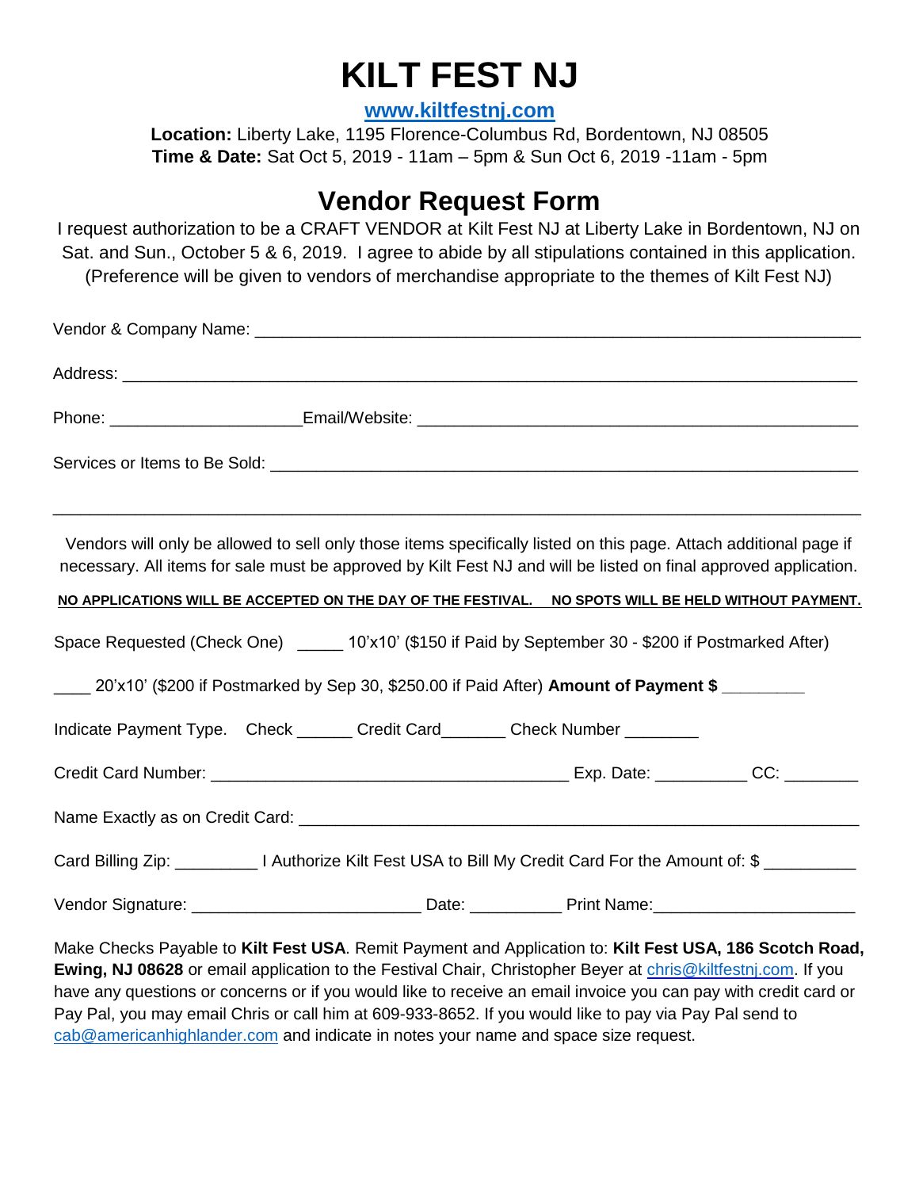# KILT FEST NJ

**www.kiltfestnj.com**

**Location:** Liberty Lake, 1195 Florence-Columbus Rd, Bordentown, NJ 08505

**Time & Date:** Sat Oct 5, 2019 - 11am – 5pm & Sun Oct 6, 2019 -11am - 5pm

## Vendor Request Form

I request authorization to be a CRAFT VENDOR at Kilt Fest NJ at Liberty Lake in Bordentown, NJ on Sat. and Sun., October 5 & 6, 2019. I agree to abide by all stipulations contained in this application. (Preference will be given to vendors of merchandise appropriate to the themes of Kilt Fest NJ)

Vendor & Company Name: ______________________________________________________________

Address: ________________________________________________________________________

Phone: ____________________Email/Website: _______________________________________________

Services or Items to Be Sold: ______________________________________________________________

________________________________________________________________________________

Vendors will only be allowed to sell only those items specifically listed on this page. Attach additional page if necessary. All items for sale must be approved by Kilt Fest NJ and will be listed on final approved application.

**NO APPLICATIONS WILL BE ACCEPTED ON THE DAY OF THE FESTIVAL. NO SPOTS WILL BE HELD WITHOUT PAYMENT.**

Space Requested (Check One) _____ 10'x10' ($150 if Paid by September 30 - $200 if Postmarked After)

____ 20'x10' ($200 if Postmarked by Sep 30, $250.00 if Paid After) **Amount of Payment $ ________**

Indicate Payment Type. Check ______ Credit Card_______ Check Number ________

Credit Card Number: ________________________________________ Exp. Date: __________ CC: ________

Name Exactly as on Credit Card: ______________________________________________________________

Card Billing Zip: _________ I Authorize Kilt Fest USA to Bill My Credit Card For the Amount of: $ __________

Vendor Signature: _________________________ Date: __________ Print Name:_____________________

Make Checks Payable to **Kilt Fest USA**. Remit Payment and Application to: **Kilt Fest USA, 186 Scotch Road, Ewing, NJ 08628** or email application to the Festival Chair, Christopher Beyer at chris@kiltfestnj.com. If you have any questions or concerns or if you would like to receive an email invoice you can pay with credit card or Pay Pal, you may email Chris or call him at 609-933-8652. If you would like to pay via Pay Pal send to cab@americanhighlander.com and indicate in notes your name and space size request.